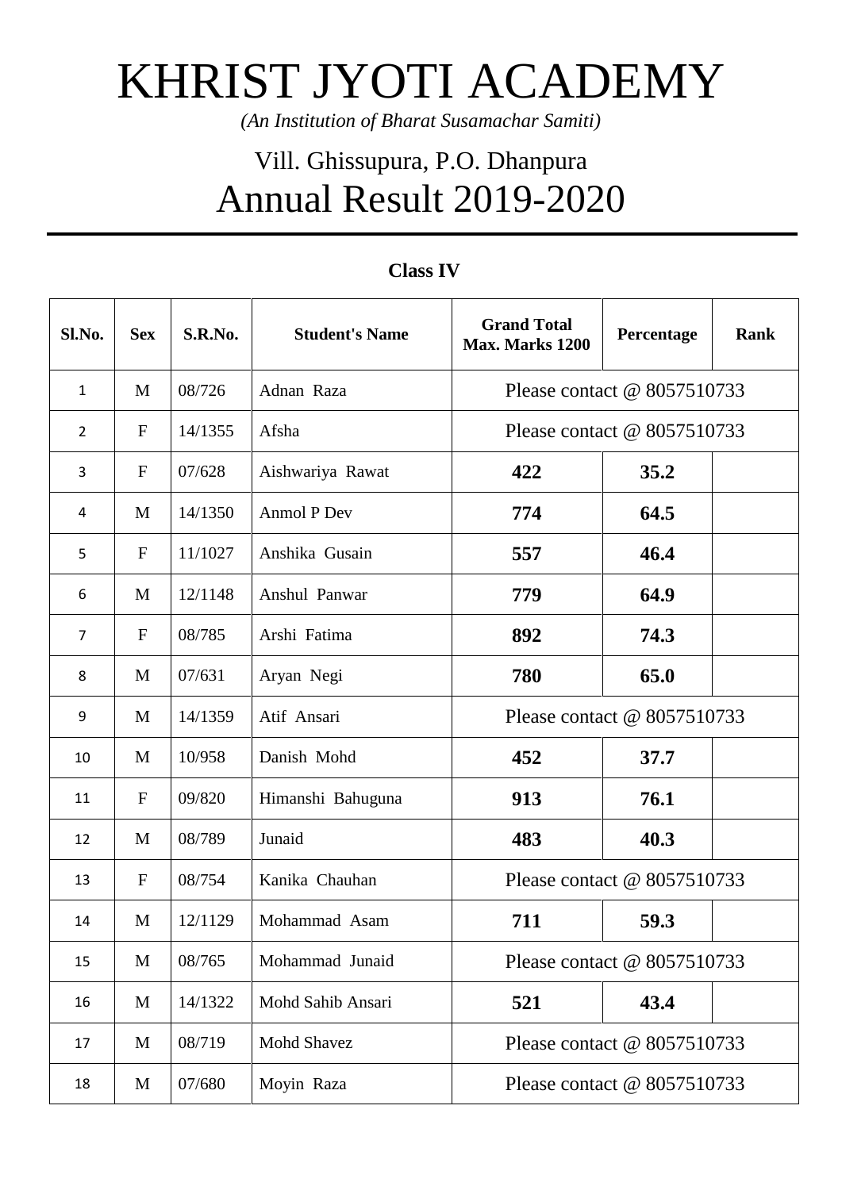# KHRIST JYOTI ACADEMY

*(An Institution of Bharat Susamachar Samiti)*

## Vill. Ghissupura, P.O. Dhanpura

## Annual Result 2019-2020

**Class IV**

| Sl.No. | Sex | S.R.No. | Student's Name | Grand Total Max. Marks 1200 | Percentage | Rank |
|---|---|---|---|---|---|---|
| 1 | M | 08/726 | Adnan Raza | Please contact @ 8057510733 | | |
| 2 | F | 14/1355 | Afsha | Please contact @ 8057510733 | | |
| 3 | F | 07/628 | Aishwariya Rawat | **422** | **35.2** | |
| 4 | M | 14/1350 | Anmol P Dev | **774** | **64.5** | |
| 5 | F | 11/1027 | Anshika Gusain | **557** | **46.4** | |
| 6 | M | 12/1148 | Anshul Panwar | **779** | **64.9** | |
| 7 | F | 08/785 | Arshi Fatima | **892** | **74.3** | |
| 8 | M | 07/631 | Aryan Negi | **780** | **65.0** | |
| 9 | M | 14/1359 | Atif Ansari | Please contact @ 8057510733 | | |
| 10 | M | 10/958 | Danish Mohd | **452** | **37.7** | |
| 11 | F | 09/820 | Himanshi Bahuguna | **913** | **76.1** | |
| 12 | M | 08/789 | Junaid | **483** | **40.3** | |
| 13 | F | 08/754 | Kanika Chauhan | Please contact @ 8057510733 | | |
| 14 | M | 12/1129 | Mohammad Asam | **711** | **59.3** | |
| 15 | M | 08/765 | Mohammad Junaid | Please contact @ 8057510733 | | |
| 16 | M | 14/1322 | Mohd Sahib Ansari | **521** | **43.4** | |
| 17 | M | 08/719 | Mohd Shavez | Please contact @ 8057510733 | | |
| 18 | M | 07/680 | Moyin Raza | Please contact @ 8057510733 | | |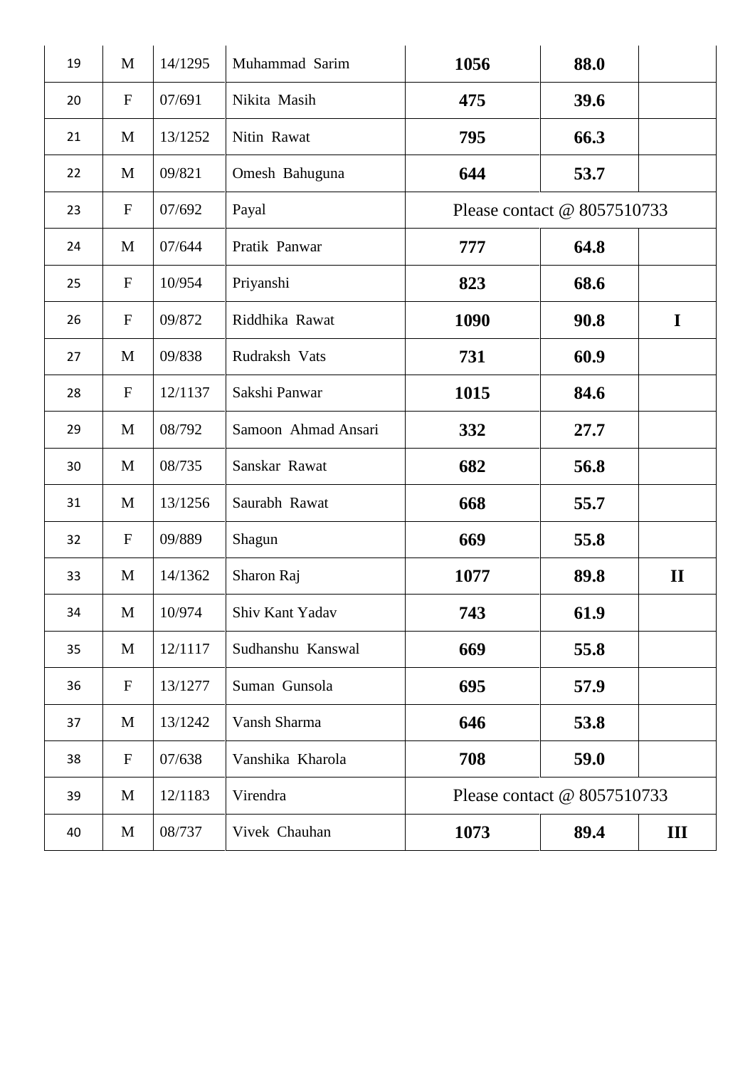| | | | | | | |
|---|---|---|---|---|---|---|
| 19 | M | 14/1295 | Muhammad Sarim | **1056** | **88.0** | |
| 20 | F | 07/691 | Nikita Masih | **475** | **39.6** | |
| 21 | M | 13/1252 | Nitin Rawat | **795** | **66.3** | |
| 22 | M | 09/821 | Omesh Bahuguna | **644** | **53.7** | |
| 23 | F | 07/692 | Payal | Please contact @ 8057510733 | | |
| 24 | M | 07/644 | Pratik Panwar | **777** | **64.8** | |
| 25 | F | 10/954 | Priyanshi | **823** | **68.6** | |
| 26 | F | 09/872 | Riddhika Rawat | **1090** | **90.8** | **I** |
| 27 | M | 09/838 | Rudraksh Vats | **731** | **60.9** | |
| 28 | F | 12/1137 | Sakshi Panwar | **1015** | **84.6** | |
| 29 | M | 08/792 | Samoon Ahmad Ansari | **332** | **27.7** | |
| 30 | M | 08/735 | Sanskar Rawat | **682** | **56.8** | |
| 31 | M | 13/1256 | Saurabh Rawat | **668** | **55.7** | |
| 32 | F | 09/889 | Shagun | **669** | **55.8** | |
| 33 | M | 14/1362 | Sharon Raj | **1077** | **89.8** | **II** |
| 34 | M | 10/974 | Shiv Kant Yadav | **743** | **61.9** | |
| 35 | M | 12/1117 | Sudhanshu Kanswal | **669** | **55.8** | |
| 36 | F | 13/1277 | Suman Gunsola | **695** | **57.9** | |
| 37 | M | 13/1242 | Vansh Sharma | **646** | **53.8** | |
| 38 | F | 07/638 | Vanshika Kharola | **708** | **59.0** | |
| 39 | M | 12/1183 | Virendra | Please contact @ 8057510733 | | |
| 40 | M | 08/737 | Vivek Chauhan | **1073** | **89.4** | **III** |